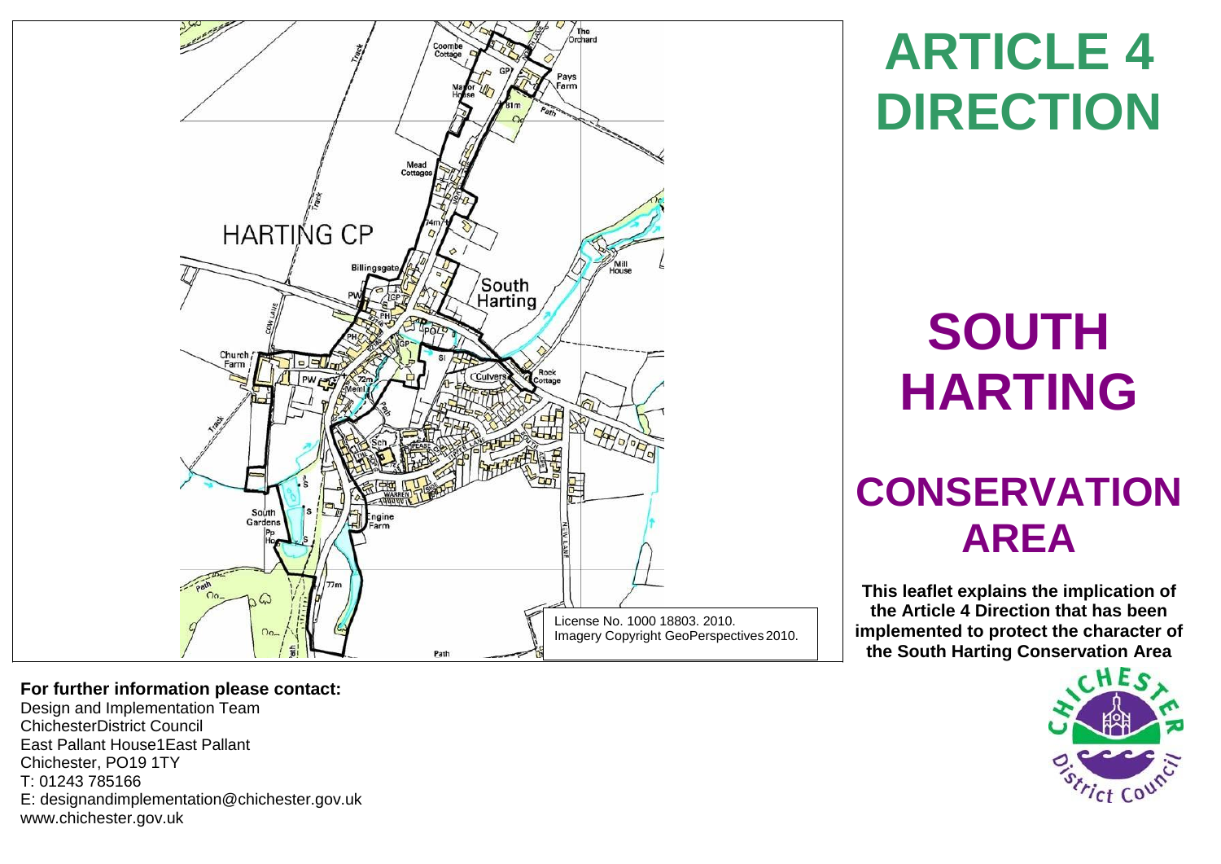# ARTICLE 4 DIRECTION

# SOUTH HARTING

## CONSERVATION AREA

**This leaflet explains the implication of the Article 4 Direction that has been implemented to protect the character of the South Harting Conservation Area**

License No. 1000 18803. 2010.
Imagery Copyright GeoPerspectives 2010.

**For further information please contact:**

Design and Implementation Team
ChichesterDistrict Council
East Pallant House1East Pallant
Chichester, PO19 1TY
T: 01243 785166
E: designandimplementation@chichester.gov.uk
www.chichester.gov.uk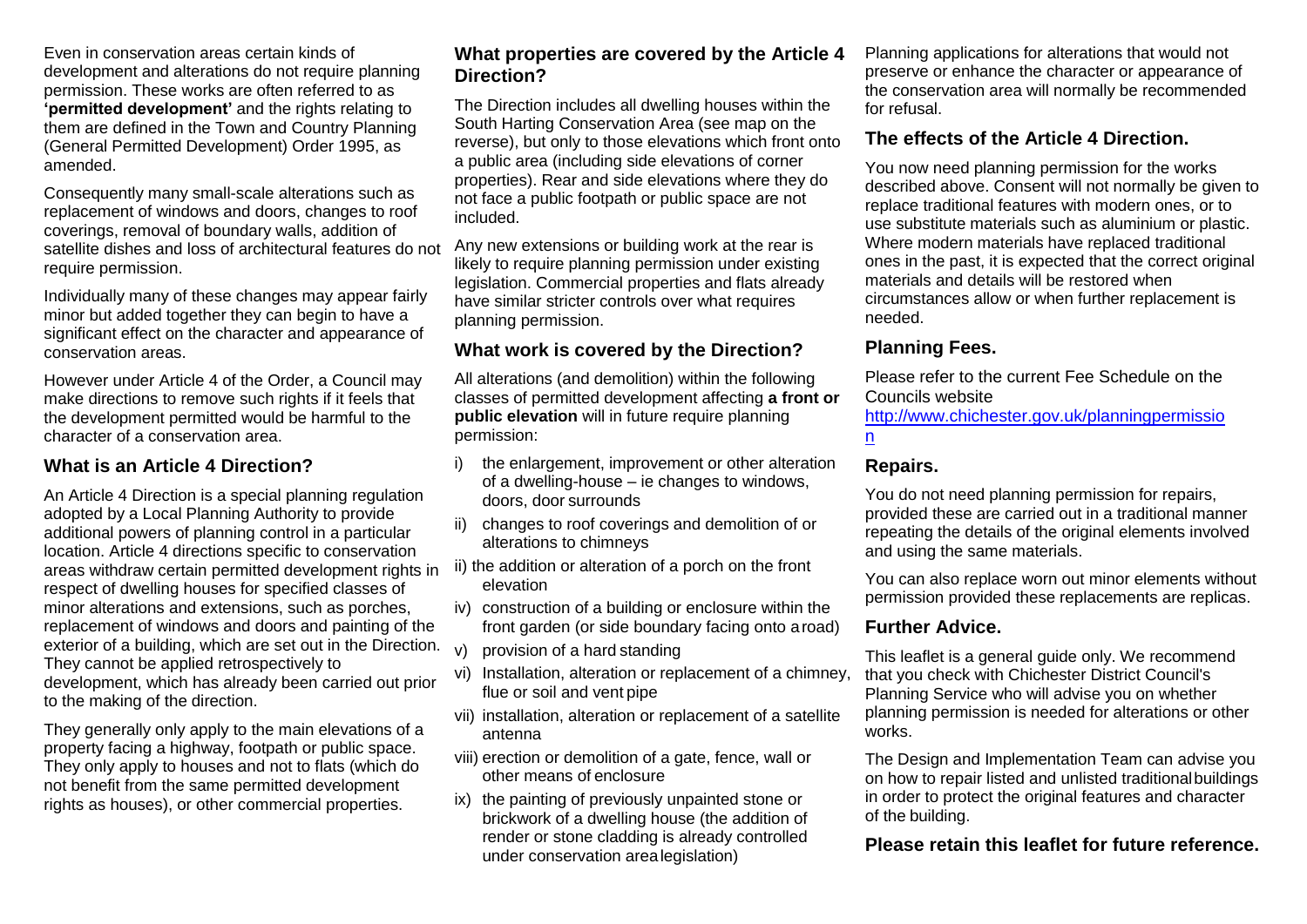Even in conservation areas certain kinds of development and alterations do not require planning permission. These works are often referred to as **'permitted development'** and the rights relating to them are defined in the Town and Country Planning (General Permitted Development) Order 1995, as amended.

Consequently many small-scale alterations such as replacement of windows and doors, changes to roof coverings, removal of boundary walls, addition of satellite dishes and loss of architectural features do not require permission.

Individually many of these changes may appear fairly minor but added together they can begin to have a significant effect on the character and appearance of conservation areas.

However under Article 4 of the Order, a Council may make directions to remove such rights if it feels that the development permitted would be harmful to the character of a conservation area.

## What is an Article 4 Direction?

An Article 4 Direction is a special planning regulation adopted by a Local Planning Authority to provide additional powers of planning control in a particular location. Article 4 directions specific to conservation areas withdraw certain permitted development rights in respect of dwelling houses for specified classes of minor alterations and extensions, such as porches, replacement of windows and doors and painting of the exterior of a building, which are set out in the Direction. They cannot be applied retrospectively to development, which has already been carried out prior to the making of the direction.

They generally only apply to the main elevations of a property facing a highway, footpath or public space. They only apply to houses and not to flats (which do not benefit from the same permitted development rights as houses), or other commercial properties.

## What properties are covered by the Article 4 Direction?

The Direction includes all dwelling houses within the South Harting Conservation Area (see map on the reverse), but only to those elevations which front onto a public area (including side elevations of corner properties). Rear and side elevations where they do not face a public footpath or public space are not included.

Any new extensions or building work at the rear is likely to require planning permission under existing legislation. Commercial properties and flats already have similar stricter controls over what requires planning permission.

## What work is covered by the Direction?

All alterations (and demolition) within the following classes of permitted development affecting **a front or public elevation** will in future require planning permission:

i) the enlargement, improvement or other alteration of a dwelling-house – ie changes to windows, doors, door surrounds

ii) changes to roof coverings and demolition of or alterations to chimneys

ii) the addition or alteration of a porch on the front elevation

iv) construction of a building or enclosure within the front garden (or side boundary facing onto a road)

v) provision of a hard standing

vi) Installation, alteration or replacement of a chimney, flue or soil and vent pipe

vii) installation, alteration or replacement of a satellite antenna

viii) erection or demolition of a gate, fence, wall or other means of enclosure

ix) the painting of previously unpainted stone or brickwork of a dwelling house (the addition of render or stone cladding is already controlled under conservation area legislation)

Planning applications for alterations that would not preserve or enhance the character or appearance of the conservation area will normally be recommended for refusal.

## The effects of the Article 4 Direction.

You now need planning permission for the works described above. Consent will not normally be given to replace traditional features with modern ones, or to use substitute materials such as aluminium or plastic. Where modern materials have replaced traditional ones in the past, it is expected that the correct original materials and details will be restored when circumstances allow or when further replacement is needed.

## Planning Fees.

Please refer to the current Fee Schedule on the Councils website
http://www.chichester.gov.uk/planningpermission

## Repairs.

You do not need planning permission for repairs, provided these are carried out in a traditional manner repeating the details of the original elements involved and using the same materials.

You can also replace worn out minor elements without permission provided these replacements are replicas.

## Further Advice.

This leaflet is a general guide only. We recommend that you check with Chichester District Council's Planning Service who will advise you on whether planning permission is needed for alterations or other works.

The Design and Implementation Team can advise you on how to repair listed and unlisted traditional buildings in order to protect the original features and character of the building.

**Please retain this leaflet for future reference.**